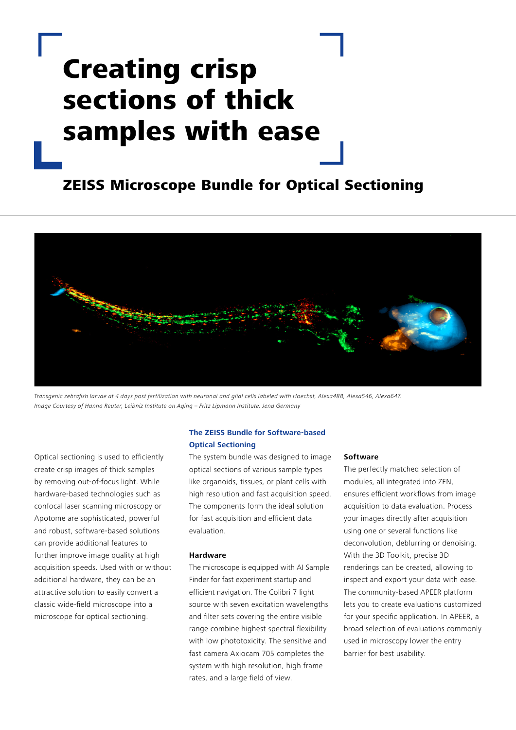# Creating crisp sections of thick samples with ease

## ZEISS Microscope Bundle for Optical Sectioning

*Transgenic zebrafish larvae at 4 days post fertilization with neuronal and glial cells labeled with Hoechst, Alexa488, Alexa546, Alexa647.*
*Image Courtesy of Hanna Reuter, Leibniz Institute on Aging – Fritz Lipmann Institute, Jena Germany*

Optical sectioning is used to efficiently create crisp images of thick samples by removing out-of-focus light. While hardware-based technologies such as confocal laser scanning microscopy or Apotome are sophisticated, powerful and robust, software-based solutions can provide additional features to further improve image quality at high acquisition speeds. Used with or without additional hardware, they can be an attractive solution to easily convert a classic wide-field microscope into a microscope for optical sectioning.

### The ZEISS Bundle for Software-based Optical Sectioning

The system bundle was designed to image optical sections of various sample types like organoids, tissues, or plant cells with high resolution and fast acquisition speed. The components form the ideal solution for fast acquisition and efficient data evaluation.

**Hardware**

The microscope is equipped with AI Sample Finder for fast experiment startup and efficient navigation. The Colibri 7 light source with seven excitation wavelengths and filter sets covering the entire visible range combine highest spectral flexibility with low phototoxicity. The sensitive and fast camera Axiocam 705 completes the system with high resolution, high frame rates, and a large field of view.

**Software**

The perfectly matched selection of modules, all integrated into ZEN, ensures efficient workflows from image acquisition to data evaluation. Process your images directly after acquisition using one or several functions like deconvolution, deblurring or denoising. With the 3D Toolkit, precise 3D renderings can be created, allowing to inspect and export your data with ease. The community-based APEER platform lets you to create evaluations customized for your specific application. In APEER, a broad selection of evaluations commonly used in microscopy lower the entry barrier for best usability.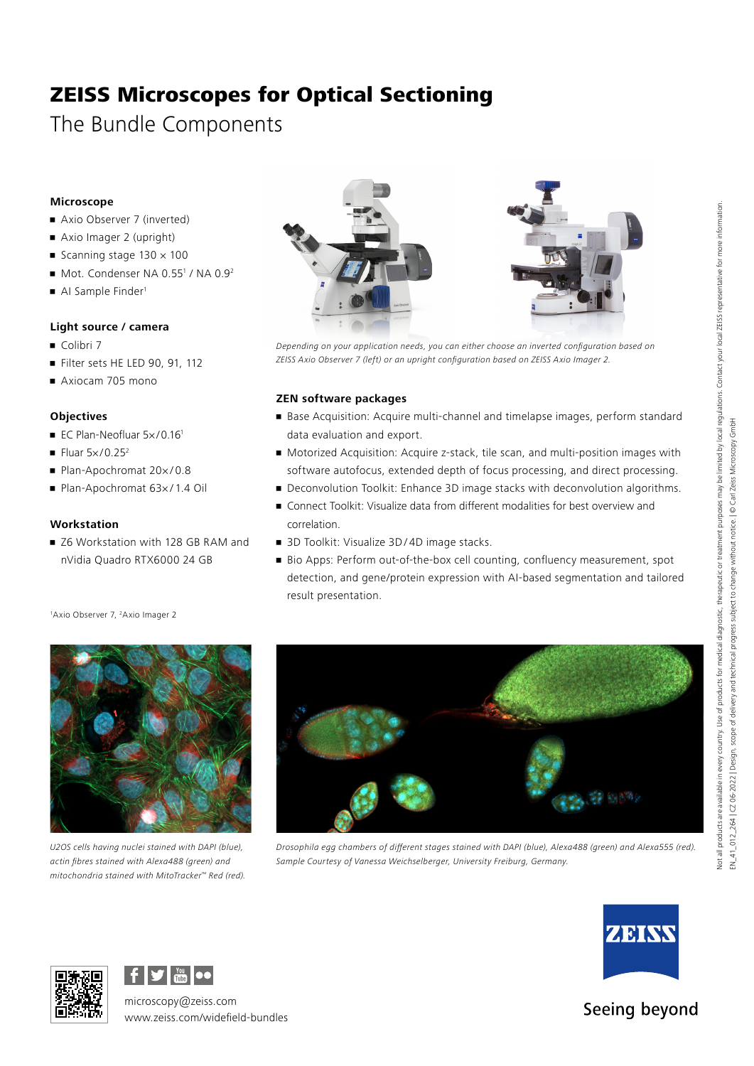# ZEISS Microscopes for Optical Sectioning

## The Bundle Components

### Microscope

- Axio Observer 7 (inverted)
- Axio Imager 2 (upright)
- Scanning stage 130 × 100
- Mot. Condenser NA 0.55[1] / NA 0.9[2]
- AI Sample Finder[1]

### Light source / camera

- Colibri 7
- Filter sets HE LED 90, 91, 112
- Axiocam 705 mono

### Objectives

- EC Plan-Neofluar 5×/0.16[1]
- Fluar 5×/0.25[2]
- Plan-Apochromat 20×/0.8
- Plan-Apochromat 63×/1.4 Oil

### Workstation

- Z6 Workstation with 128 GB RAM and nVidia Quadro RTX6000 24 GB

[1]Axio Observer 7, [2]Axio Imager 2

*Depending on your application needs, you can either choose an inverted configuration based on ZEISS Axio Observer 7 (left) or an upright configuration based on ZEISS Axio Imager 2.*

### ZEN software packages

- Base Acquisition: Acquire multi-channel and timelapse images, perform standard data evaluation and export.
- Motorized Acquisition: Acquire z-stack, tile scan, and multi-position images with software autofocus, extended depth of focus processing, and direct processing.
- Deconvolution Toolkit: Enhance 3D image stacks with deconvolution algorithms.
- Connect Toolkit: Visualize data from different modalities for best overview and correlation.
- 3D Toolkit: Visualize 3D/4D image stacks.
- Bio Apps: Perform out-of-the-box cell counting, confluency measurement, spot detection, and gene/protein expression with AI-based segmentation and tailored result presentation.

*U2OS cells having nuclei stained with DAPI (blue), actin fibres stained with Alexa488 (green) and mitochondria stained with MitoTracker™ Red (red).*

*Drosophila egg chambers of different stages stained with DAPI (blue), Alexa488 (green) and Alexa555 (red). Sample Courtesy of Vanessa Weichselberger, University Freiburg, Germany.*

microscopy@zeiss.com
www.zeiss.com/widefield-bundles

Seeing beyond

EN_41_012_264 | CZ 06-2022 | Design, scope of delivery and technical progress subject to change without notice. | © Carl Zeiss Microscopy GmbH

Not all products are available in every country. Use of products for medical diagnostic, therapeutic or treatment purposes may be limited by local regulations. Contact your local ZEISS representative for more information.